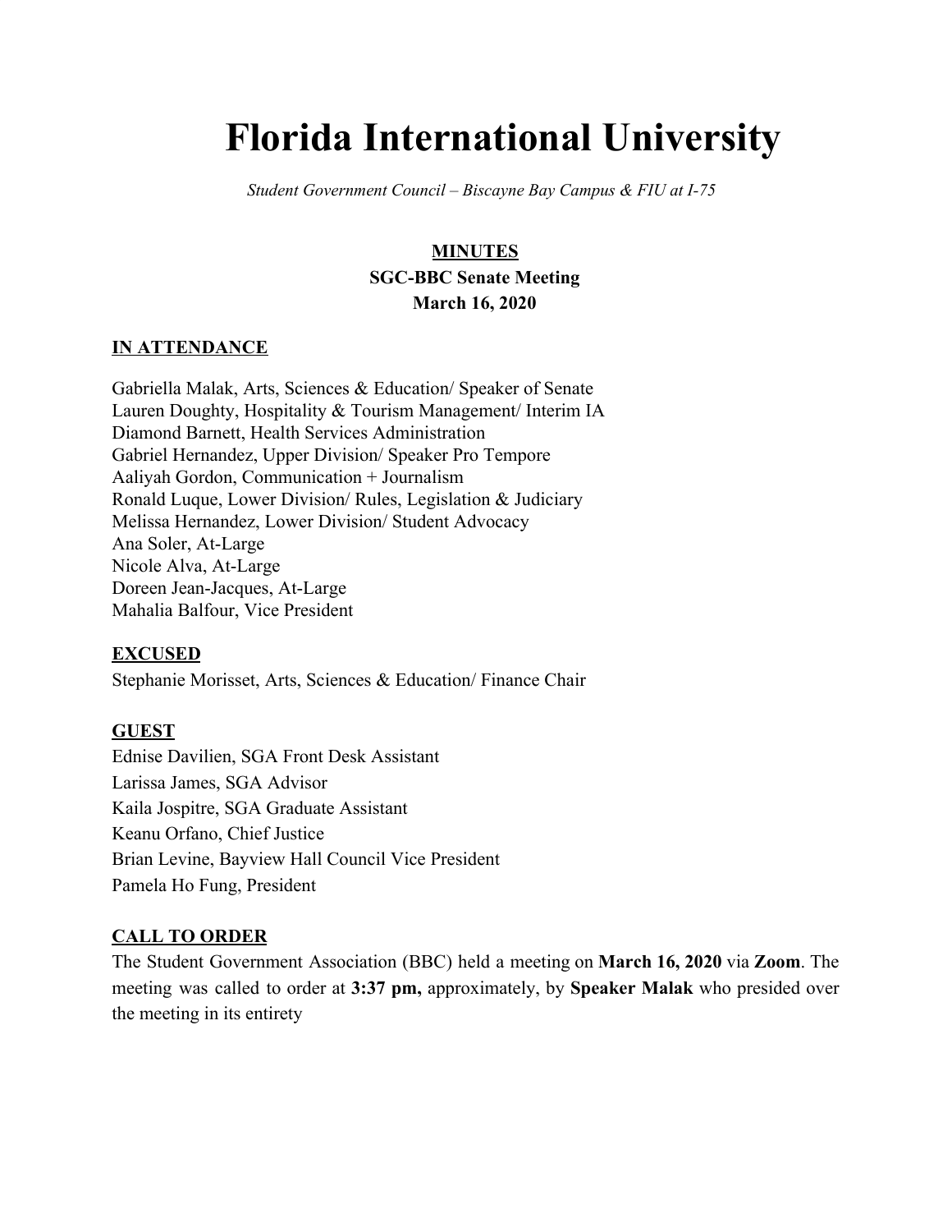# Florida International University

*Student Government Council – Biscayne Bay Campus & FIU at I-75*

**MINUTES**
**SGC-BBC Senate Meeting**
**March 16, 2020**

## IN ATTENDANCE

Gabriella Malak, Arts, Sciences & Education/ Speaker of Senate
Lauren Doughty, Hospitality & Tourism Management/ Interim IA
Diamond Barnett, Health Services Administration
Gabriel Hernandez, Upper Division/ Speaker Pro Tempore
Aaliyah Gordon, Communication + Journalism
Ronald Luque, Lower Division/ Rules, Legislation & Judiciary
Melissa Hernandez, Lower Division/ Student Advocacy
Ana Soler, At-Large
Nicole Alva, At-Large
Doreen Jean-Jacques, At-Large
Mahalia Balfour, Vice President

## EXCUSED

Stephanie Morisset, Arts, Sciences & Education/ Finance Chair

## GUEST

Ednise Davilien, SGA Front Desk Assistant
Larissa James, SGA Advisor
Kaila Jospitre, SGA Graduate Assistant
Keanu Orfano, Chief Justice
Brian Levine, Bayview Hall Council Vice President
Pamela Ho Fung, President

## CALL TO ORDER

The Student Government Association (BBC) held a meeting on **March 16, 2020** via **Zoom**. The meeting was called to order at **3:37 pm,** approximately, by **Speaker Malak** who presided over the meeting in its entirety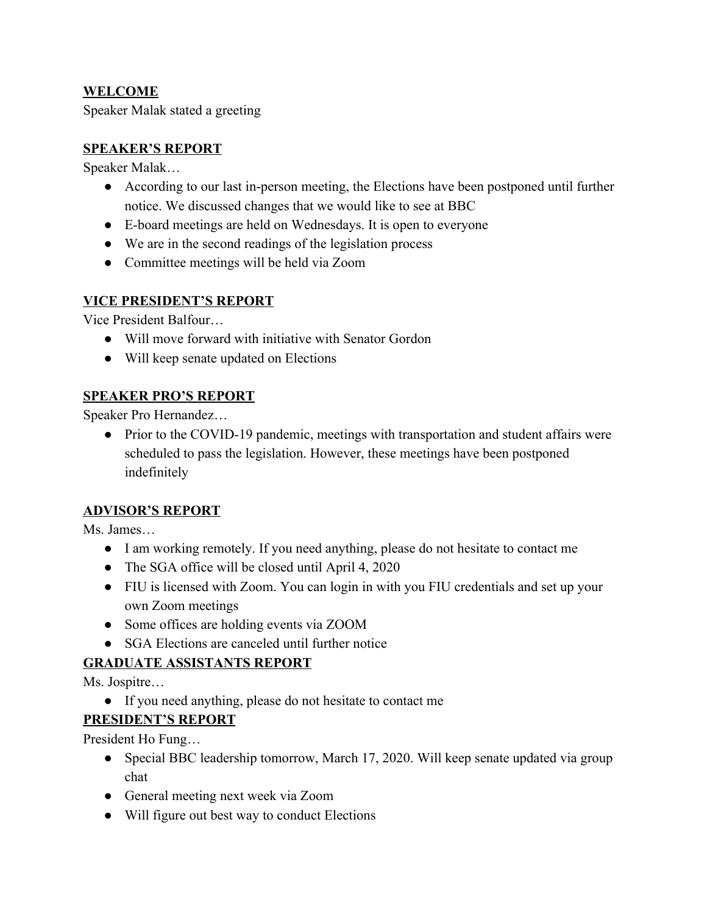**WELCOME**

Speaker Malak stated a greeting

**SPEAKER'S REPORT**

Speaker Malak…

- According to our last in-person meeting, the Elections have been postponed until further notice. We discussed changes that we would like to see at BBC
- E-board meetings are held on Wednesdays. It is open to everyone
- We are in the second readings of the legislation process
- Committee meetings will be held via Zoom

**VICE PRESIDENT'S REPORT**

Vice President Balfour…

- Will move forward with initiative with Senator Gordon
- Will keep senate updated on Elections

**SPEAKER PRO'S REPORT**

Speaker Pro Hernandez…

- Prior to the COVID-19 pandemic, meetings with transportation and student affairs were scheduled to pass the legislation. However, these meetings have been postponed indefinitely

**ADVISOR'S REPORT**

Ms. James…

- I am working remotely. If you need anything, please do not hesitate to contact me
- The SGA office will be closed until April 4, 2020
- FIU is licensed with Zoom. You can login in with you FIU credentials and set up your own Zoom meetings
- Some offices are holding events via ZOOM
- SGA Elections are canceled until further notice

**GRADUATE ASSISTANTS REPORT**

Ms. Jospitre…

- If you need anything, please do not hesitate to contact me

**PRESIDENT'S REPORT**

President Ho Fung…

- Special BBC leadership tomorrow, March 17, 2020. Will keep senate updated via group chat
- General meeting next week via Zoom
- Will figure out best way to conduct Elections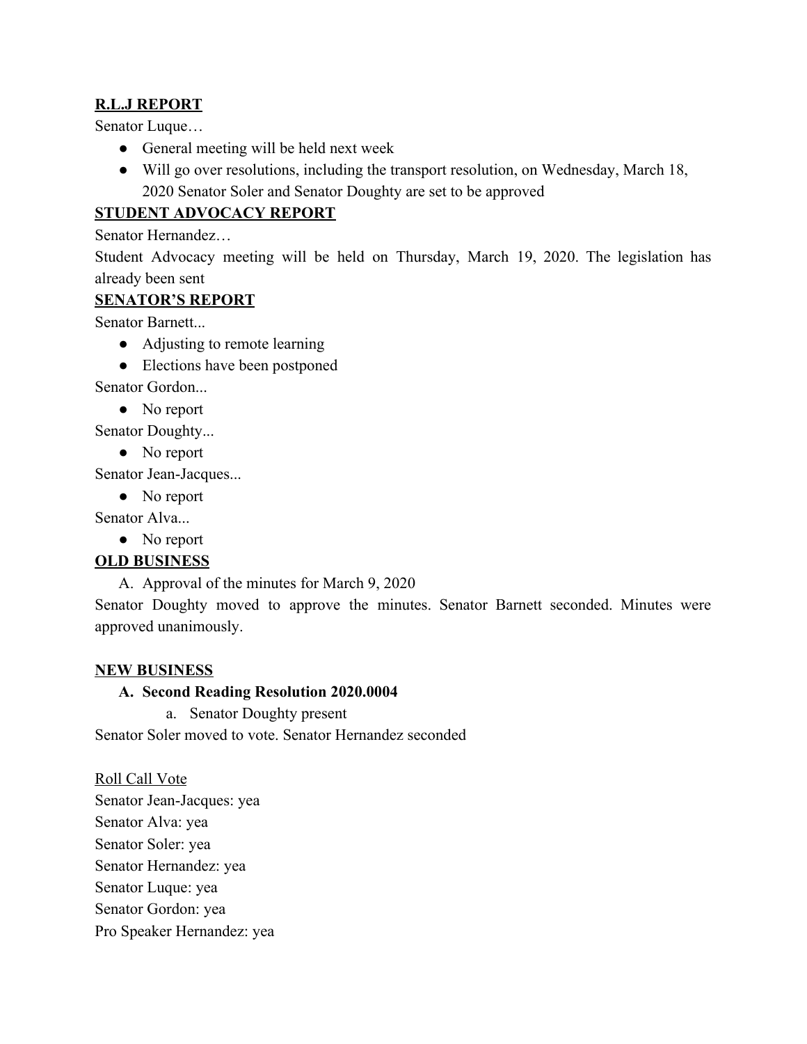**R.L.J REPORT**

Senator Luque…

- General meeting will be held next week
- Will go over resolutions, including the transport resolution, on Wednesday, March 18, 2020 Senator Soler and Senator Doughty are set to be approved

**STUDENT ADVOCACY REPORT**

Senator Hernandez…

Student Advocacy meeting will be held on Thursday, March 19, 2020. The legislation has already been sent

**SENATOR'S REPORT**

Senator Barnett...

- Adjusting to remote learning
- Elections have been postponed

Senator Gordon...

- No report

Senator Doughty...

- No report

Senator Jean-Jacques...

- No report

Senator Alva...

- No report

**OLD BUSINESS**

A. Approval of the minutes for March 9, 2020

Senator Doughty moved to approve the minutes. Senator Barnett seconded. Minutes were approved unanimously.

**NEW BUSINESS**

**A. Second Reading Resolution 2020.0004**

a. Senator Doughty present

Senator Soler moved to vote. Senator Hernandez seconded

Roll Call Vote

Senator Jean-Jacques: yea

Senator Alva: yea

Senator Soler: yea

Senator Hernandez: yea

Senator Luque: yea

Senator Gordon: yea

Pro Speaker Hernandez: yea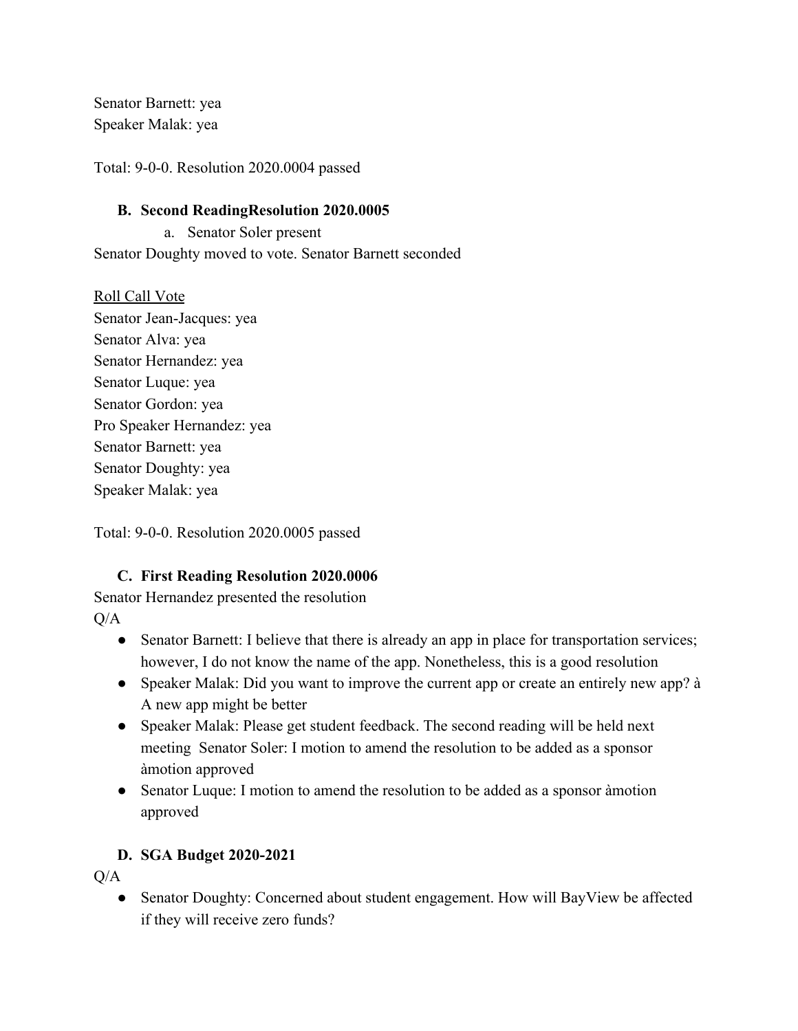Senator Barnett: yea
Speaker Malak: yea

Total: 9-0-0. Resolution 2020.0004 passed

**B. Second ReadingResolution 2020.0005**

a. Senator Soler present

Senator Doughty moved to vote. Senator Barnett seconded

Roll Call Vote
Senator Jean-Jacques: yea
Senator Alva: yea
Senator Hernandez: yea
Senator Luque: yea
Senator Gordon: yea
Pro Speaker Hernandez: yea
Senator Barnett: yea
Senator Doughty: yea
Speaker Malak: yea

Total: 9-0-0. Resolution 2020.0005 passed

**C. First Reading Resolution 2020.0006**

Senator Hernandez presented the resolution
Q/A

- Senator Barnett: I believe that there is already an app in place for transportation services; however, I do not know the name of the app. Nonetheless, this is a good resolution
- Speaker Malak: Did you want to improve the current app or create an entirely new app? à A new app might be better
- Speaker Malak: Please get student feedback. The second reading will be held next meeting Senator Soler: I motion to amend the resolution to be added as a sponsor àmotion approved
- Senator Luque: I motion to amend the resolution to be added as a sponsor àmotion approved

**D. SGA Budget 2020-2021**

Q/A

- Senator Doughty: Concerned about student engagement. How will BayView be affected if they will receive zero funds?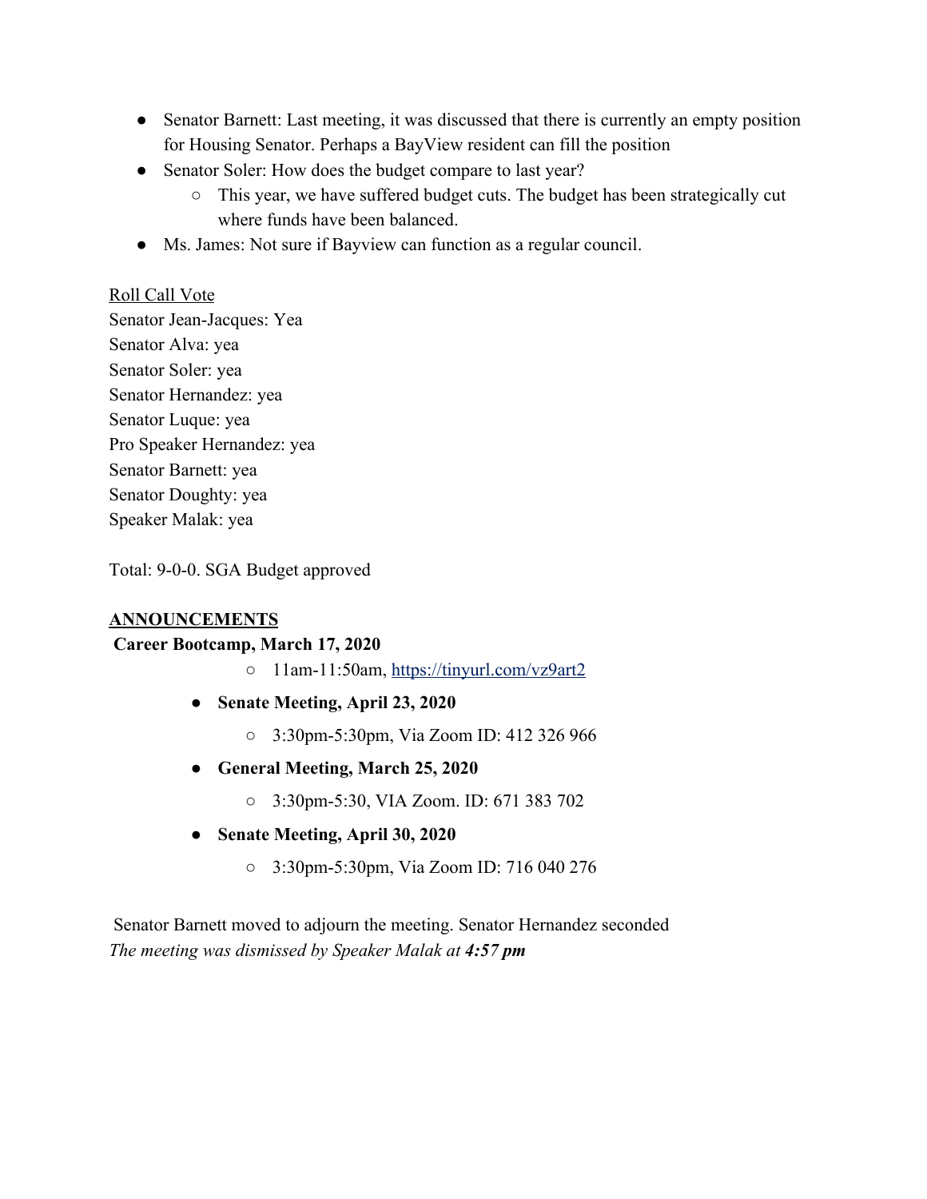- Senator Barnett: Last meeting, it was discussed that there is currently an empty position for Housing Senator. Perhaps a BayView resident can fill the position
- Senator Soler: How does the budget compare to last year?
  - This year, we have suffered budget cuts. The budget has been strategically cut where funds have been balanced.
- Ms. James: Not sure if Bayview can function as a regular council.

Roll Call Vote

Senator Jean-Jacques: Yea
Senator Alva: yea
Senator Soler: yea
Senator Hernandez: yea
Senator Luque: yea
Pro Speaker Hernandez: yea
Senator Barnett: yea
Senator Doughty: yea
Speaker Malak: yea

Total: 9-0-0. SGA Budget approved

**ANNOUNCEMENTS**

**Career Bootcamp, March 17, 2020**
- 11am-11:50am, https://tinyurl.com/vz9art2

- **Senate Meeting, April 23, 2020**
  - 3:30pm-5:30pm, Via Zoom ID: 412 326 966
- **General Meeting, March 25, 2020**
  - 3:30pm-5:30, VIA Zoom. ID: 671 383 702
- **Senate Meeting, April 30, 2020**
  - 3:30pm-5:30pm, Via Zoom ID: 716 040 276

Senator Barnett moved to adjourn the meeting. Senator Hernandez seconded

*The meeting was dismissed by Speaker Malak at **4:57 pm***